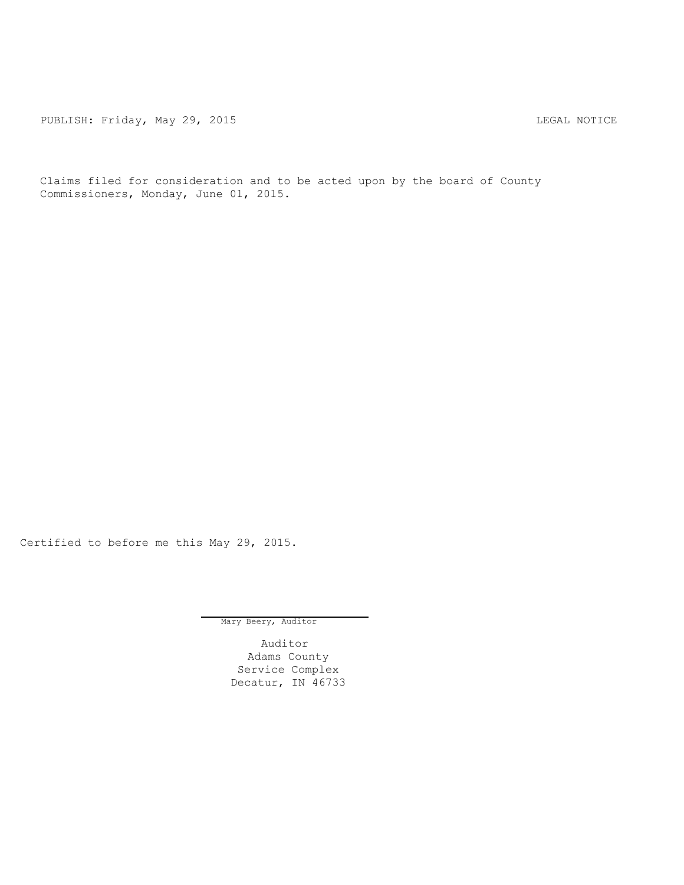PUBLISH: Friday, May 29, 2015 LEGAL NOTICE

Claims filed for consideration and to be acted upon by the board of County Commissioners, Monday, June 01, 2015.

Certified to before me this May 29, 2015.

Mary Beery, Auditor

Auditor
Adams County
Service Complex
Decatur, IN 46733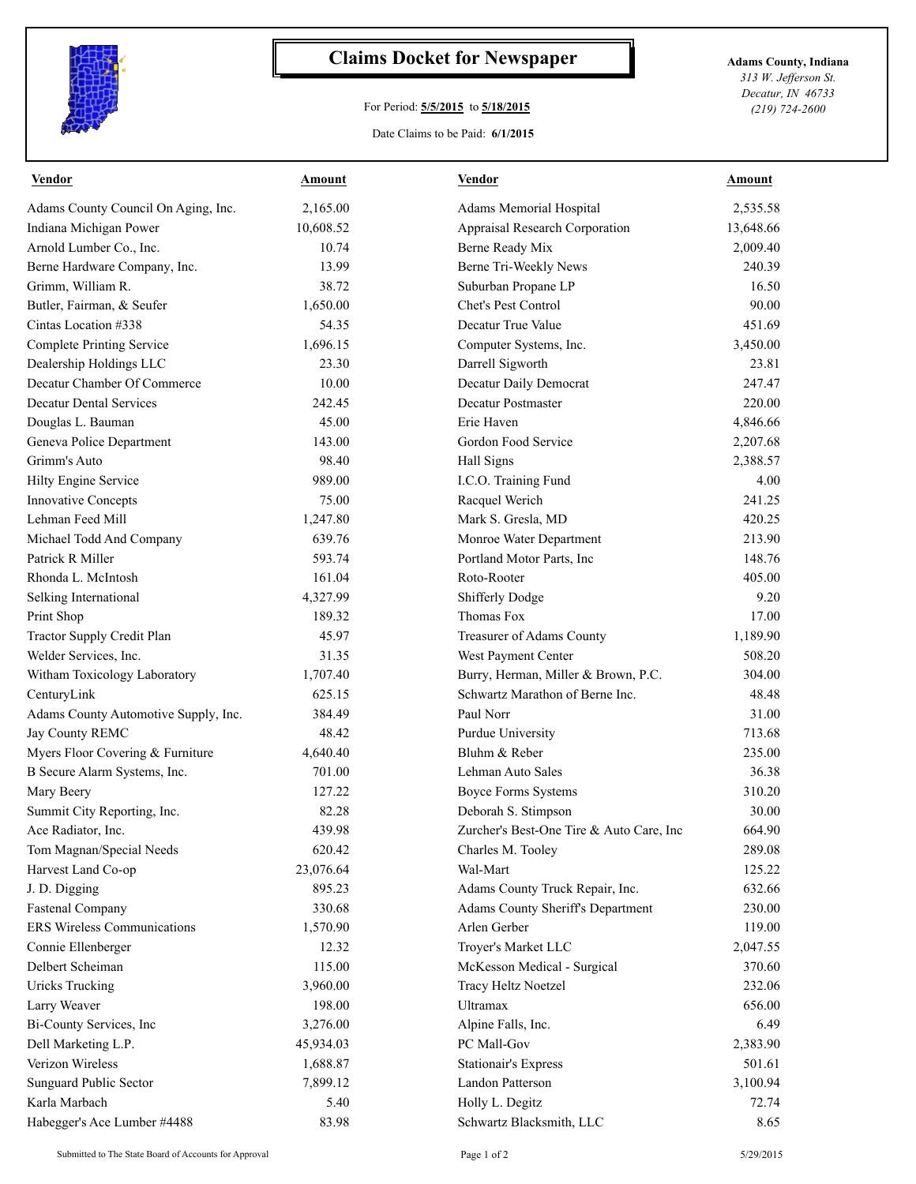# Claims Docket for Newspaper

For Period: **5/5/2015** to **5/18/2015**

Date Claims to be Paid: **6/1/2015**

**Adams County, Indiana**
*313 W. Jefferson St.*
*Decatur, IN 46733*
*(219) 724-2600*

| Vendor | Amount | Vendor | Amount |
|---|---|---|---|
| Adams County Council On Aging, Inc. | 2,165.00 | Adams Memorial Hospital | 2,535.58 |
| Indiana Michigan Power | 10,608.52 | Appraisal Research Corporation | 13,648.66 |
| Arnold Lumber Co., Inc. | 10.74 | Berne Ready Mix | 2,009.40 |
| Berne Hardware Company, Inc. | 13.99 | Berne Tri-Weekly News | 240.39 |
| Grimm, William R. | 38.72 | Suburban Propane LP | 16.50 |
| Butler, Fairman, & Seufer | 1,650.00 | Chet's Pest Control | 90.00 |
| Cintas Location #338 | 54.35 | Decatur True Value | 451.69 |
| Complete Printing Service | 1,696.15 | Computer Systems, Inc. | 3,450.00 |
| Dealership Holdings LLC | 23.30 | Darrell Sigworth | 23.81 |
| Decatur Chamber Of Commerce | 10.00 | Decatur Daily Democrat | 247.47 |
| Decatur Dental Services | 242.45 | Decatur Postmaster | 220.00 |
| Douglas L. Bauman | 45.00 | Erie Haven | 4,846.66 |
| Geneva Police Department | 143.00 | Gordon Food Service | 2,207.68 |
| Grimm's Auto | 98.40 | Hall Signs | 2,388.57 |
| Hilty Engine Service | 989.00 | I.C.O. Training Fund | 4.00 |
| Innovative Concepts | 75.00 | Racquel Werich | 241.25 |
| Lehman Feed Mill | 1,247.80 | Mark S. Gresla, MD | 420.25 |
| Michael Todd And Company | 639.76 | Monroe Water Department | 213.90 |
| Patrick R Miller | 593.74 | Portland Motor Parts, Inc | 148.76 |
| Rhonda L. McIntosh | 161.04 | Roto-Rooter | 405.00 |
| Selking International | 4,327.99 | Shifferly Dodge | 9.20 |
| Print Shop | 189.32 | Thomas Fox | 17.00 |
| Tractor Supply Credit Plan | 45.97 | Treasurer of Adams County | 1,189.90 |
| Welder Services, Inc. | 31.35 | West Payment Center | 508.20 |
| Witham Toxicology Laboratory | 1,707.40 | Burry, Herman, Miller & Brown, P.C. | 304.00 |
| CenturyLink | 625.15 | Schwartz Marathon of Berne Inc. | 48.48 |
| Adams County Automotive Supply, Inc. | 384.49 | Paul Norr | 31.00 |
| Jay County REMC | 48.42 | Purdue University | 713.68 |
| Myers Floor Covering & Furniture | 4,640.40 | Bluhm & Reber | 235.00 |
| B Secure Alarm Systems, Inc. | 701.00 | Lehman Auto Sales | 36.38 |
| Mary Beery | 127.22 | Boyce Forms Systems | 310.20 |
| Summit City Reporting, Inc. | 82.28 | Deborah S. Stimpson | 30.00 |
| Ace Radiator, Inc. | 439.98 | Zurcher's Best-One Tire & Auto Care, Inc | 664.90 |
| Tom Magnan/Special Needs | 620.42 | Charles M. Tooley | 289.08 |
| Harvest Land Co-op | 23,076.64 | Wal-Mart | 125.22 |
| J. D. Digging | 895.23 | Adams County Truck Repair, Inc. | 632.66 |
| Fastenal Company | 330.68 | Adams County Sheriff's Department | 230.00 |
| ERS Wireless Communications | 1,570.90 | Arlen Gerber | 119.00 |
| Connie Ellenberger | 12.32 | Troyer's Market LLC | 2,047.55 |
| Delbert Scheiman | 115.00 | McKesson Medical - Surgical | 370.60 |
| Uricks Trucking | 3,960.00 | Tracy Heltz Noetzel | 232.06 |
| Larry Weaver | 198.00 | Ultramax | 656.00 |
| Bi-County Services, Inc | 3,276.00 | Alpine Falls, Inc. | 6.49 |
| Dell Marketing L.P. | 45,934.03 | PC Mall-Gov | 2,383.90 |
| Verizon Wireless | 1,688.87 | Stationair's Express | 501.61 |
| Sunguard Public Sector | 7,899.12 | Landon Patterson | 3,100.94 |
| Karla Marbach | 5.40 | Holly L. Degitz | 72.74 |
| Habegger's Ace Lumber #4488 | 83.98 | Schwartz Blacksmith, LLC | 8.65 |

Submitted to The State Board of Accounts for Approval

5/29/2015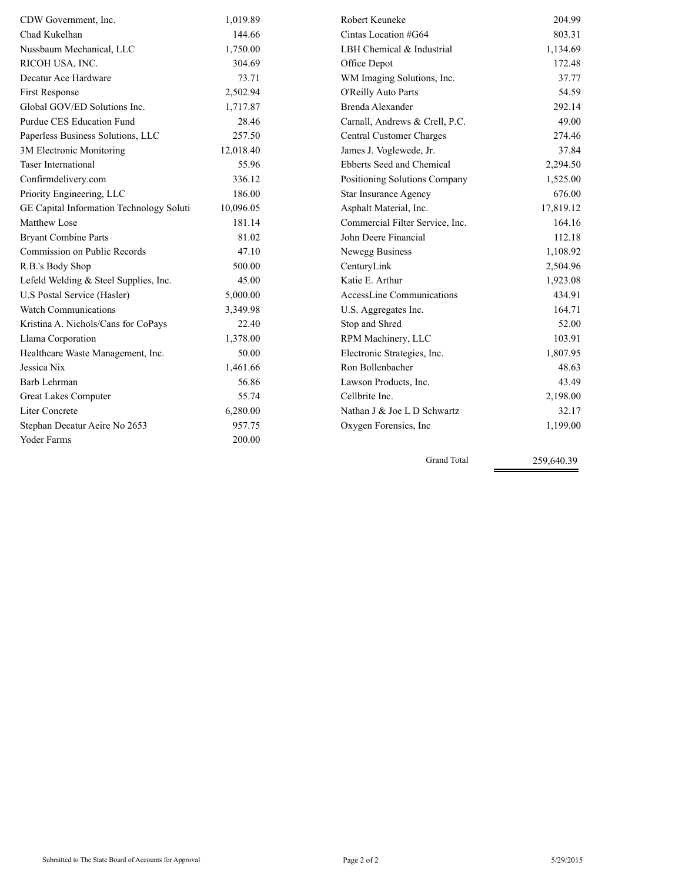| | |
|---|---|
| CDW Government, Inc. | 1,019.89 |
| Chad Kukelhan | 144.66 |
| Nussbaum Mechanical, LLC | 1,750.00 |
| RICOH USA, INC. | 304.69 |
| Decatur Ace Hardware | 73.71 |
| First Response | 2,502.94 |
| Global GOV/ED Solutions Inc. | 1,717.87 |
| Purdue CES Education Fund | 28.46 |
| Paperless Business Solutions, LLC | 257.50 |
| 3M Electronic Monitoring | 12,018.40 |
| Taser International | 55.96 |
| Confirmdelivery.com | 336.12 |
| Priority Engineering, LLC | 186.00 |
| GE Capital Information Technology Soluti | 10,096.05 |
| Matthew Lose | 181.14 |
| Bryant Combine Parts | 81.02 |
| Commission on Public Records | 47.10 |
| R.B.'s Body Shop | 500.00 |
| Lefeld Welding & Steel Supplies, Inc. | 45.00 |
| U.S Postal Service (Hasler) | 5,000.00 |
| Watch Communications | 3,349.98 |
| Kristina A. Nichols/Cans for CoPays | 22.40 |
| Llama Corporation | 1,378.00 |
| Healthcare Waste Management, Inc. | 50.00 |
| Jessica Nix | 1,461.66 |
| Barb Lehrman | 56.86 |
| Great Lakes Computer | 55.74 |
| Liter Concrete | 6,280.00 |
| Stephan Decatur Aeire No 2653 | 957.75 |
| Yoder Farms | 200.00 |
| Robert Keuneke | 204.99 |
| Cintas Location #G64 | 803.31 |
| LBH Chemical & Industrial | 1,134.69 |
| Office Depot | 172.48 |
| WM Imaging Solutions, Inc. | 37.77 |
| O'Reilly Auto Parts | 54.59 |
| Brenda Alexander | 292.14 |
| Carnall, Andrews & Crell, P.C. | 49.00 |
| Central Customer Charges | 274.46 |
| James J. Voglewede, Jr. | 37.84 |
| Ebberts Seed and Chemical | 2,294.50 |
| Positioning Solutions Company | 1,525.00 |
| Star Insurance Agency | 676.00 |
| Asphalt Material, Inc. | 17,819.12 |
| Commercial Filter Service, Inc. | 164.16 |
| John Deere Financial | 112.18 |
| Newegg Business | 1,108.92 |
| CenturyLink | 2,504.96 |
| Katie E. Arthur | 1,923.08 |
| AccessLine Communications | 434.91 |
| U.S. Aggregates Inc. | 164.71 |
| Stop and Shred | 52.00 |
| RPM Machinery, LLC | 103.91 |
| Electronic Strategies, Inc. | 1,807.95 |
| Ron Bollenbacher | 48.63 |
| Lawson Products, Inc. | 43.49 |
| Cellbrite Inc. | 2,198.00 |
| Nathan J & Joe L D Schwartz | 32.17 |
| Oxygen Forensics, Inc | 1,199.00 |
| Grand Total | 259,640.39 |

Submitted to The State Board of Accounts for Approval

5/29/2015